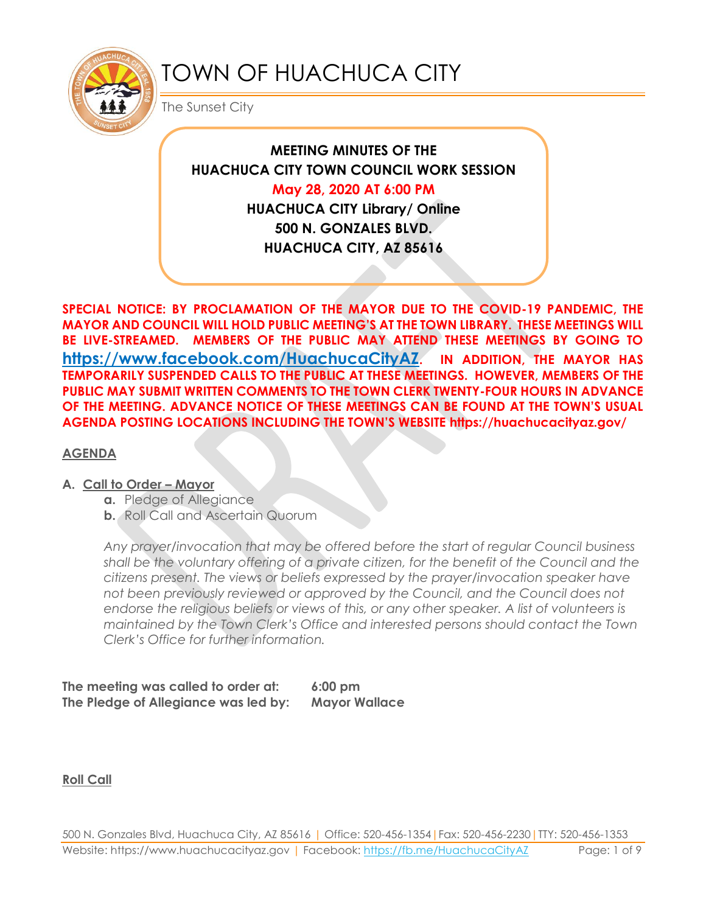# TOWN OF HUACHUCA CITY

The Sunset City

**MEETING MINUTES OF THE**
**HUACHUCA CITY TOWN COUNCIL WORK SESSION**
**May 28, 2020 AT 6:00 PM**
**HUACHUCA CITY Library/ Online**
**500 N. GONZALES BLVD.**
**HUACHUCA CITY, AZ 85616**

**SPECIAL NOTICE: BY PROCLAMATION OF THE MAYOR DUE TO THE COVID-19 PANDEMIC, THE MAYOR AND COUNCIL WILL HOLD PUBLIC MEETING'S AT THE TOWN LIBRARY. THESE MEETINGS WILL BE LIVE-STREAMED. MEMBERS OF THE PUBLIC MAY ATTEND THESE MEETINGS BY GOING TO [https://www.facebook.com/HuachucaCityAZ](https://www.facebook.com/HuachucaCityAZ). IN ADDITION, THE MAYOR HAS TEMPORARILY SUSPENDED CALLS TO THE PUBLIC AT THESE MEETINGS. HOWEVER, MEMBERS OF THE PUBLIC MAY SUBMIT WRITTEN COMMENTS TO THE TOWN CLERK TWENTY-FOUR HOURS IN ADVANCE OF THE MEETING. ADVANCE NOTICE OF THESE MEETINGS CAN BE FOUND AT THE TOWN'S USUAL AGENDA POSTING LOCATIONS INCLUDING THE TOWN'S WEBSITE https://huachucacityaz.gov/**

## AGENDA

**A. Call to Order – Mayor**

- **a.** Pledge of Allegiance
- **b.** Roll Call and Ascertain Quorum

*Any prayer/invocation that may be offered before the start of regular Council business shall be the voluntary offering of a private citizen, for the benefit of the Council and the citizens present. The views or beliefs expressed by the prayer/invocation speaker have not been previously reviewed or approved by the Council, and the Council does not endorse the religious beliefs or views of this, or any other speaker. A list of volunteers is maintained by the Town Clerk's Office and interested persons should contact the Town Clerk's Office for further information.*

**The meeting was called to order at:** **6:00 pm**
**The Pledge of Allegiance was led by:** **Mayor Wallace**

**Roll Call**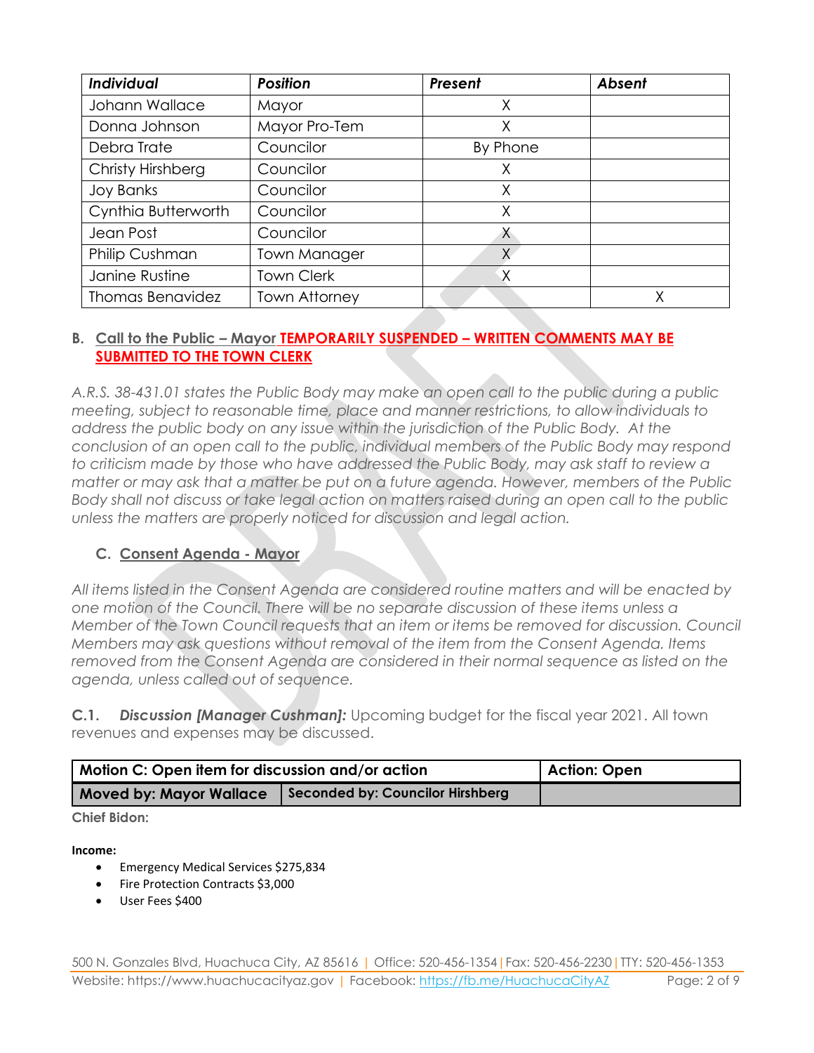| *Individual* | *Position* | *Present* | *Absent* |
|---|---|---|---|
| Johann Wallace | Mayor | X | |
| Donna Johnson | Mayor Pro-Tem | X | |
| Debra Trate | Councilor | By Phone | |
| Christy Hirshberg | Councilor | X | |
| Joy Banks | Councilor | X | |
| Cynthia Butterworth | Councilor | X | |
| Jean Post | Councilor | X | |
| Philip Cushman | Town Manager | X | |
| Janine Rustine | Town Clerk | X | |
| Thomas Benavidez | Town Attorney | | X |

### B. Call to the Public – Mayor **TEMPORARILY SUSPENDED – WRITTEN COMMENTS MAY BE SUBMITTED TO THE TOWN CLERK**

*A.R.S. 38-431.01 states the Public Body may make an open call to the public during a public meeting, subject to reasonable time, place and manner restrictions, to allow individuals to address the public body on any issue within the jurisdiction of the Public Body. At the conclusion of an open call to the public, individual members of the Public Body may respond to criticism made by those who have addressed the Public Body, may ask staff to review a matter or may ask that a matter be put on a future agenda. However, members of the Public Body shall not discuss or take legal action on matters raised during an open call to the public unless the matters are properly noticed for discussion and legal action.*

### C. Consent Agenda - Mayor

*All items listed in the Consent Agenda are considered routine matters and will be enacted by one motion of the Council. There will be no separate discussion of these items unless a Member of the Town Council requests that an item or items be removed for discussion. Council Members may ask questions without removal of the item from the Consent Agenda. Items removed from the Consent Agenda are considered in their normal sequence as listed on the agenda, unless called out of sequence.*

**C.1.** ***Discussion [Manager Cushman]:*** Upcoming budget for the fiscal year 2021. All town revenues and expenses may be discussed.

| Motion C: Open item for discussion and/or action | | Action: Open |
|---|---|---|
| Moved by: Mayor Wallace | Seconded by: Councilor Hirshberg | |

**Chief Bidon:**

**Income:**

- Emergency Medical Services $275,834
- Fire Protection Contracts $3,000
- User Fees $400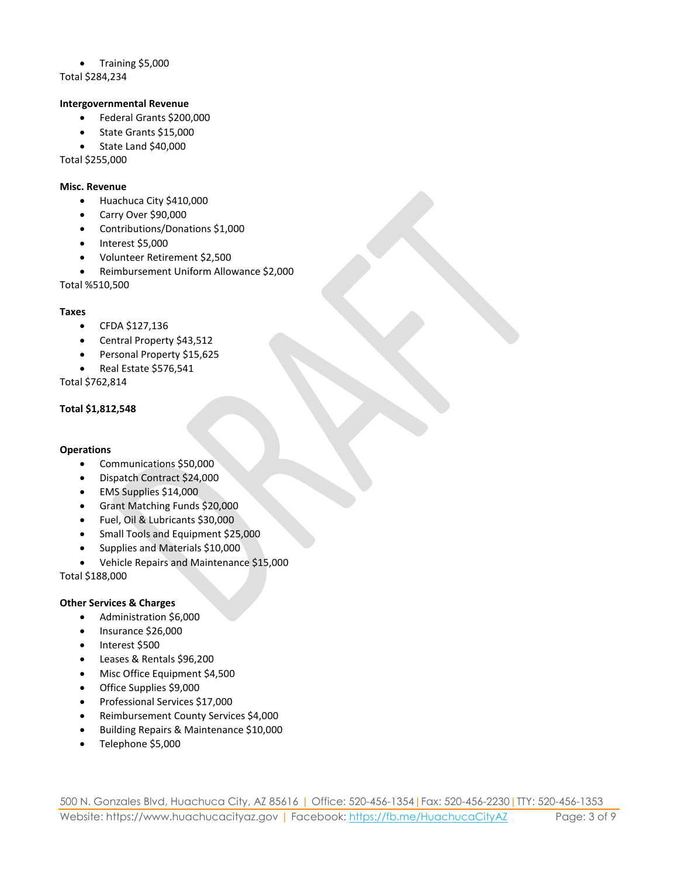- Training $5,000

Total $284,234

**Intergovernmental Revenue**

- Federal Grants $200,000
- State Grants $15,000
- State Land $40,000

Total $255,000

**Misc. Revenue**

- Huachuca City $410,000
- Carry Over $90,000
- Contributions/Donations $1,000
- Interest $5,000
- Volunteer Retirement $2,500
- Reimbursement Uniform Allowance $2,000

Total %510,500

**Taxes**

- CFDA $127,136
- Central Property $43,512
- Personal Property $15,625
- Real Estate $576,541

Total $762,814

**Total $1,812,548**

**Operations**

- Communications $50,000
- Dispatch Contract $24,000
- EMS Supplies $14,000
- Grant Matching Funds $20,000
- Fuel, Oil & Lubricants $30,000
- Small Tools and Equipment $25,000
- Supplies and Materials $10,000
- Vehicle Repairs and Maintenance $15,000

Total $188,000

**Other Services & Charges**

- Administration $6,000
- Insurance $26,000
- Interest $500
- Leases & Rentals $96,200
- Misc Office Equipment $4,500
- Office Supplies $9,000
- Professional Services $17,000
- Reimbursement County Services $4,000
- Building Repairs & Maintenance $10,000
- Telephone $5,000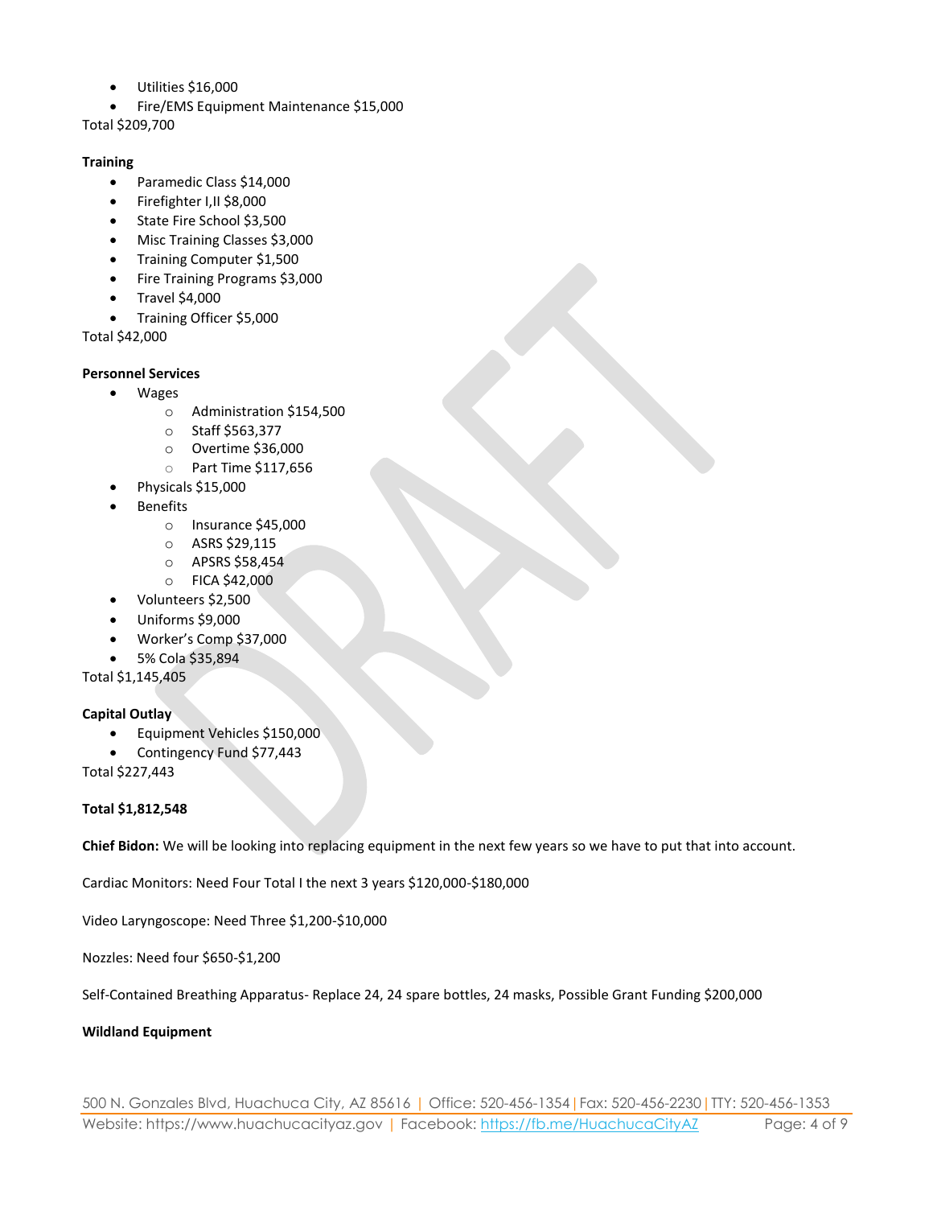- Utilities $16,000
- Fire/EMS Equipment Maintenance $15,000

Total $209,700

**Training**

- Paramedic Class $14,000
- Firefighter I,II $8,000
- State Fire School $3,500
- Misc Training Classes $3,000
- Training Computer $1,500
- Fire Training Programs $3,000
- Travel $4,000
- Training Officer $5,000

Total $42,000

**Personnel Services**

- Wages
  - Administration $154,500
  - Staff $563,377
  - Overtime $36,000
  - Part Time $117,656
- Physicals $15,000
- Benefits
  - Insurance $45,000
  - ASRS $29,115
  - APSRS $58,454
  - FICA $42,000
- Volunteers $2,500
- Uniforms $9,000
- Worker's Comp $37,000
- 5% Cola $35,894

Total $1,145,405

**Capital Outlay**

- Equipment Vehicles $150,000
- Contingency Fund $77,443

Total $227,443

**Total $1,812,548**

**Chief Bidon:** We will be looking into replacing equipment in the next few years so we have to put that into account.

Cardiac Monitors: Need Four Total I the next 3 years $120,000-$180,000

Video Laryngoscope: Need Three $1,200-$10,000

Nozzles: Need four $650-$1,200

Self-Contained Breathing Apparatus- Replace 24, 24 spare bottles, 24 masks, Possible Grant Funding $200,000

**Wildland Equipment**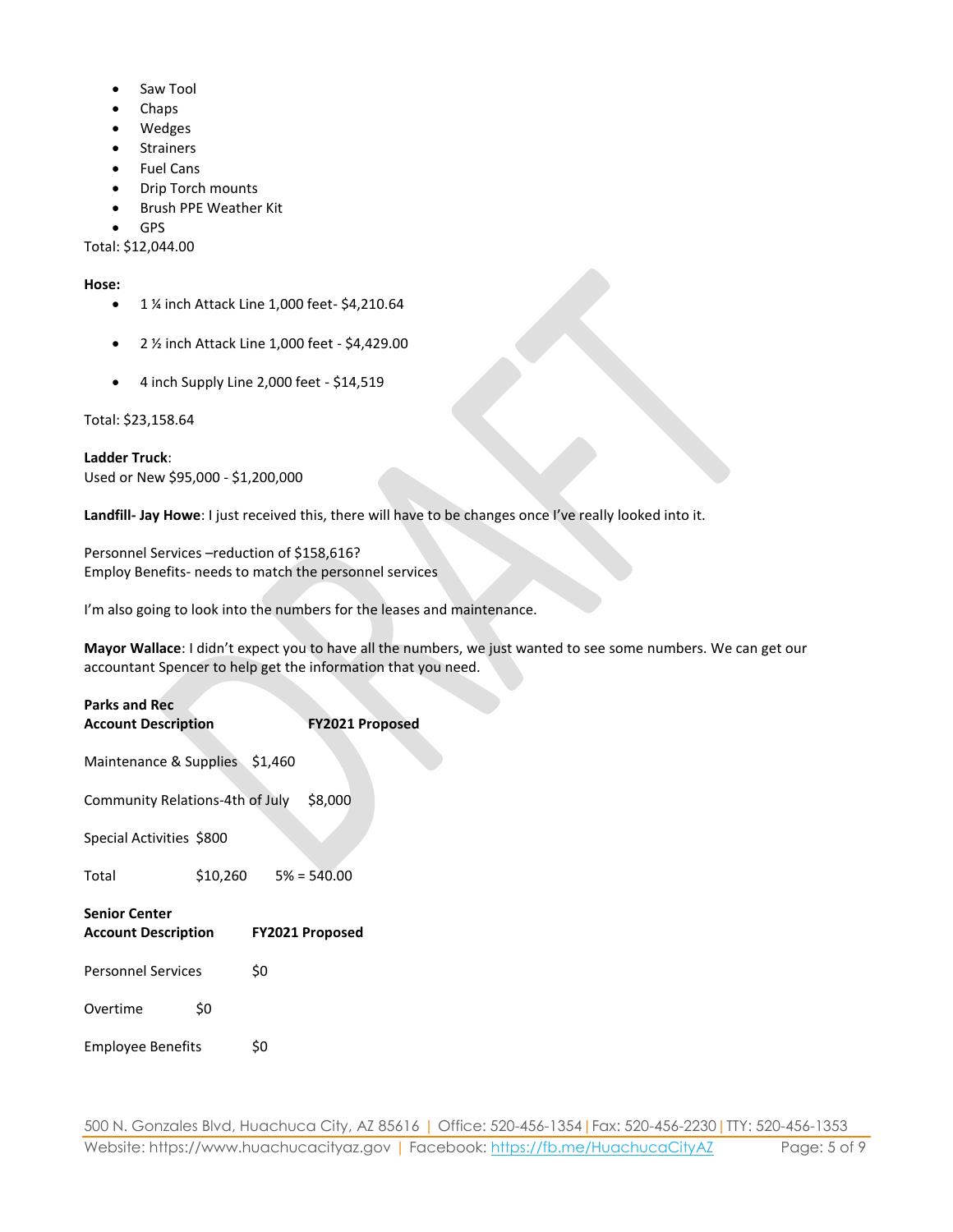- Saw Tool
- Chaps
- Wedges
- Strainers
- Fuel Cans
- Drip Torch mounts
- Brush PPE Weather Kit
- GPS

Total: $12,044.00

**Hose:**

- 1 ¼ inch Attack Line 1,000 feet- $4,210.64
- 2 ½ inch Attack Line 1,000 feet - $4,429.00
- 4 inch Supply Line 2,000 feet - $14,519

Total: $23,158.64

**Ladder Truck**:
Used or New $95,000 - $1,200,000

**Landfill- Jay Howe**: I just received this, there will have to be changes once I've really looked into it.

Personnel Services –reduction of $158,616?
Employ Benefits- needs to match the personnel services

I'm also going to look into the numbers for the leases and maintenance.

**Mayor Wallace**: I didn't expect you to have all the numbers, we just wanted to see some numbers. We can get our accountant Spencer to help get the information that you need.

**Parks and Rec**

| **Account Description** | **FY2021 Proposed** | |
|---|---|---|
| Maintenance & Supplies | $1,460 | |
| Community Relations-4th of July | $8,000 | |
| Special Activities | $800 | |
| Total | $10,260 | 5% = 540.00 |

**Senior Center**

| **Account Description** | **FY2021 Proposed** |
|---|---|
| Personnel Services | $0 |
| Overtime | $0 |
| Employee Benefits | $0 |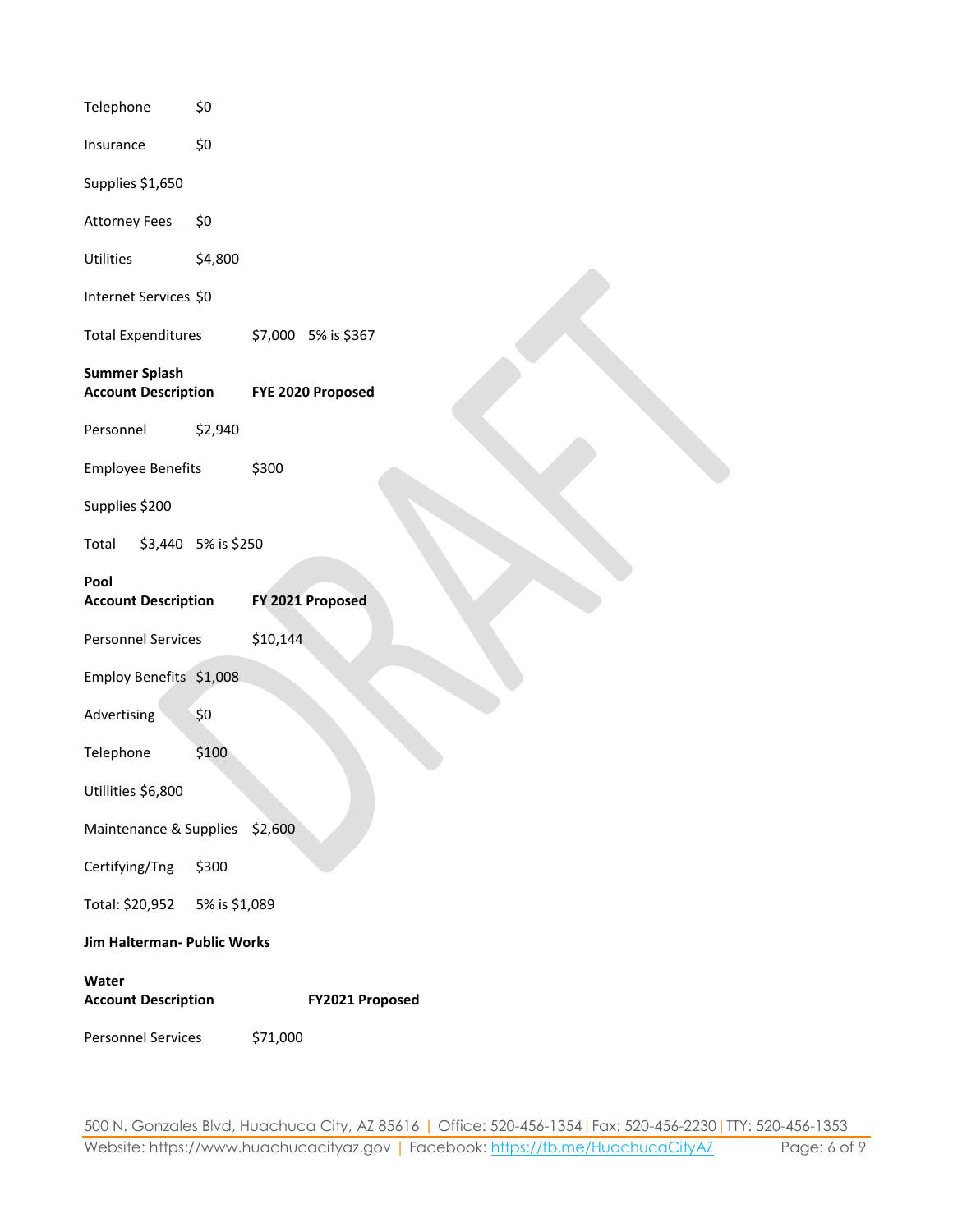Telephone $0

Insurance $0

Supplies $1,650

Attorney Fees $0

Utilities $4,800

Internet Services $0

Total Expenditures $7,000 5% is $367

**Summer Splash**
**Account Description FYE 2020 Proposed**

Personnel $2,940

Employee Benefits $300

Supplies $200

Total $3,440 5% is $250

**Pool**
**Account Description FY 2021 Proposed**

Personnel Services $10,144

Employ Benefits $1,008

Advertising $0

Telephone $100

Utillities $6,800

Maintenance & Supplies $2,600

Certifying/Tng $300

Total: $20,952 5% is $1,089

**Jim Halterman- Public Works**

**Water**
**Account Description FY2021 Proposed**

Personnel Services $71,000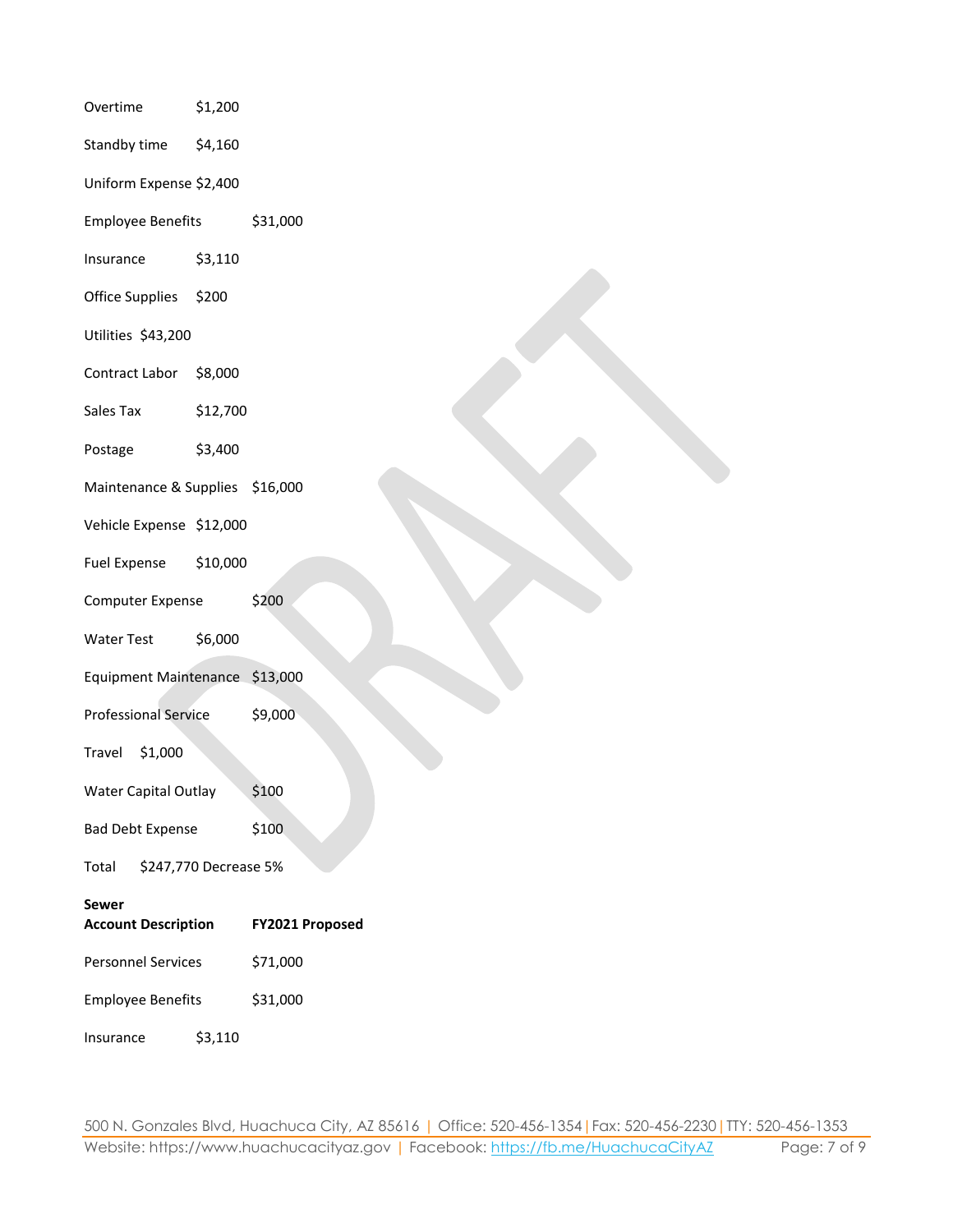Overtime $1,200

Standby time $4,160

Uniform Expense $2,400

Employee Benefits $31,000

Insurance $3,110

Office Supplies $200

Utilities $43,200

Contract Labor $8,000

Sales Tax $12,700

Postage $3,400

Maintenance & Supplies $16,000

Vehicle Expense $12,000

Fuel Expense $10,000

Computer Expense $200

Water Test $6,000

Equipment Maintenance $13,000

Professional Service $9,000

Travel $1,000

Water Capital Outlay $100

Bad Debt Expense $100

Total $247,770 Decrease 5%

**Sewer**

| **Account Description** | **FY2021 Proposed** |
|---|---|
| Personnel Services | $71,000 |
| Employee Benefits | $31,000 |
| Insurance | $3,110 |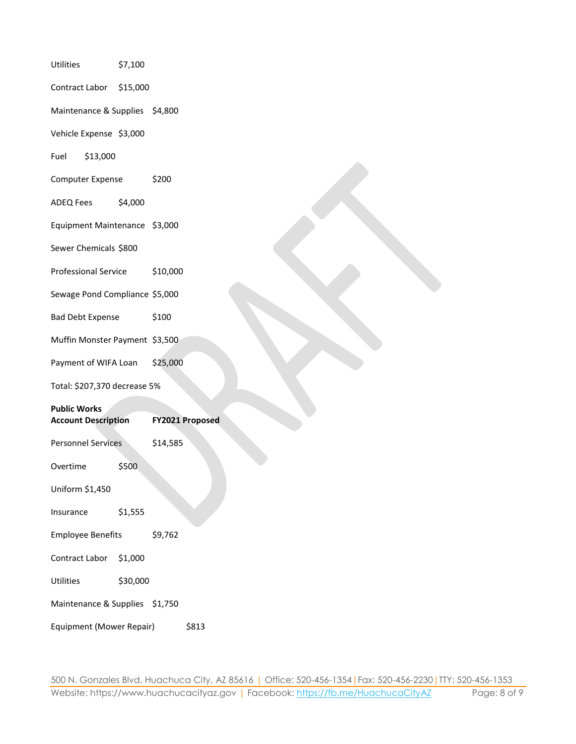Utilities $7,100

Contract Labor $15,000

Maintenance & Supplies $4,800

Vehicle Expense $3,000

Fuel $13,000

Computer Expense $200

ADEQ Fees $4,000

Equipment Maintenance $3,000

Sewer Chemicals $800

Professional Service $10,000

Sewage Pond Compliance $5,000

Bad Debt Expense $100

Muffin Monster Payment $3,500

Payment of WIFA Loan $25,000

Total: $207,370 decrease 5%

**Public Works**
**Account Description** **FY2021 Proposed**

Personnel Services $14,585

Overtime $500

Uniform $1,450

Insurance $1,555

Employee Benefits $9,762

Contract Labor $1,000

Utilities $30,000

Maintenance & Supplies $1,750

Equipment (Mower Repair) $813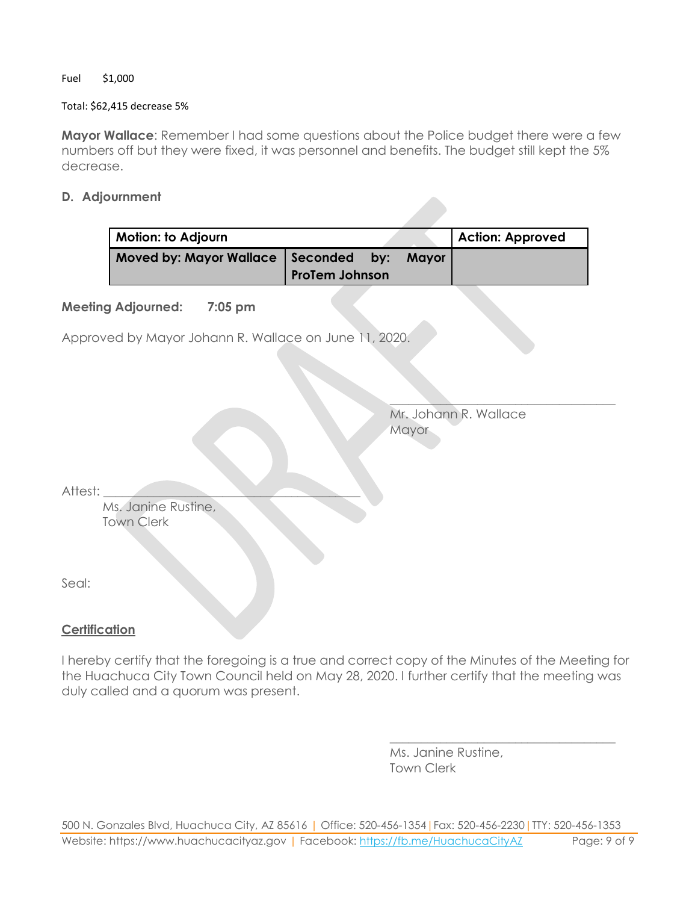Fuel $1,000

Total: $62,415 decrease 5%

**Mayor Wallace**: Remember I had some questions about the Police budget there were a few numbers off but they were fixed, it was personnel and benefits. The budget still kept the 5% decrease.

### D. Adjournment

| Motion: to Adjourn | | Action: Approved |
|---|---|---|
| Moved by: Mayor Wallace | Seconded by: Mayor ProTem Johnson | |

**Meeting Adjourned: 7:05 pm**

Approved by Mayor Johann R. Wallace on June 11, 2020.

\_\_\_\_\_\_\_\_\_\_\_\_\_\_\_\_\_\_\_\_\_\_\_\_\_\_\_\_\_\_\_\_\_\_
Mr. Johann R. Wallace
Mayor

Attest: \_\_\_\_\_\_\_\_\_\_\_\_\_\_\_\_\_\_\_\_\_\_\_\_\_\_\_\_\_\_\_\_\_\_
Ms. Janine Rustine,
Town Clerk

Seal:

**<u>Certification</u>**

I hereby certify that the foregoing is a true and correct copy of the Minutes of the Meeting for the Huachuca City Town Council held on May 28, 2020. I further certify that the meeting was duly called and a quorum was present.

\_\_\_\_\_\_\_\_\_\_\_\_\_\_\_\_\_\_\_\_\_\_\_\_\_\_\_\_\_\_\_\_\_\_
Ms. Janine Rustine,
Town Clerk